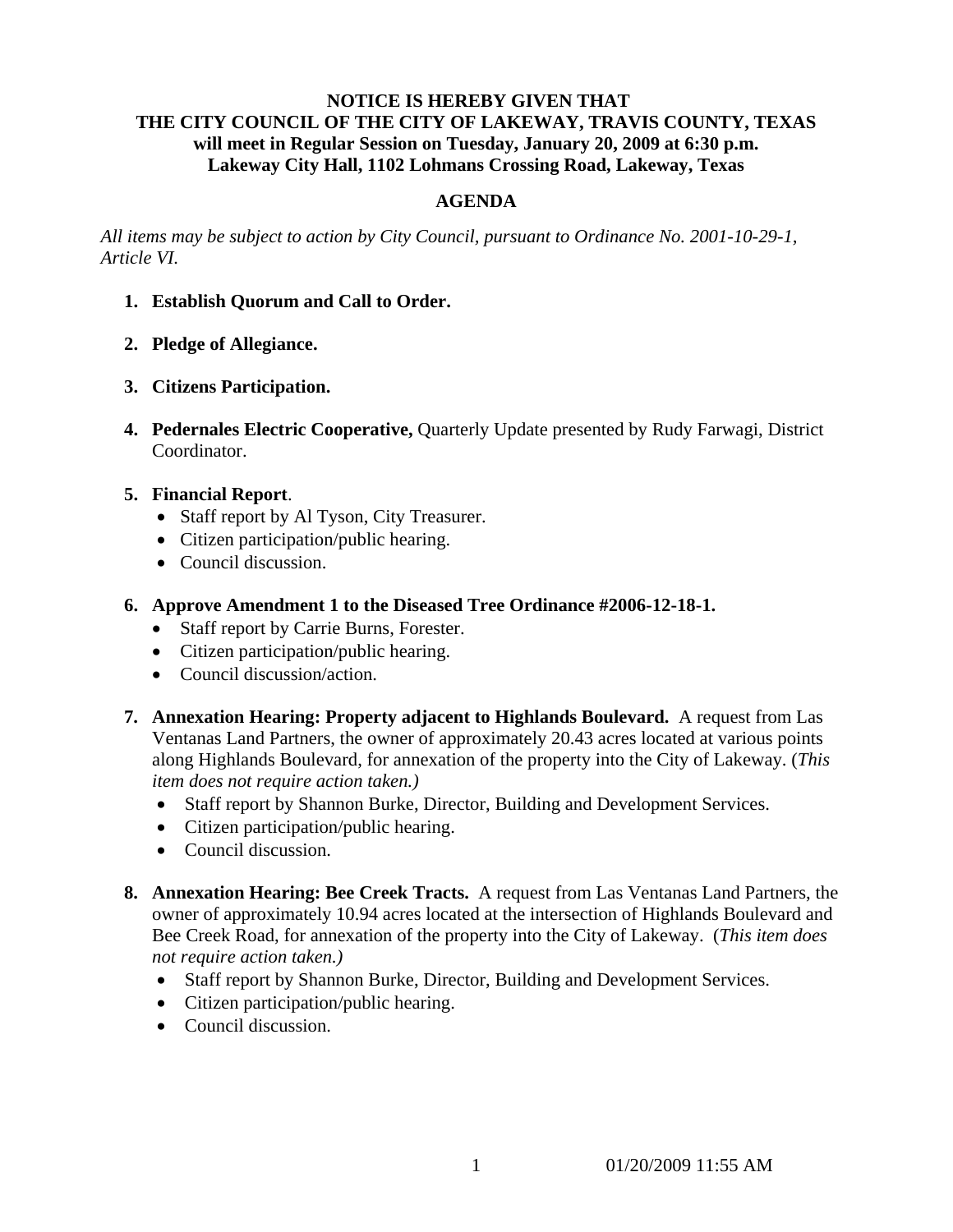**NOTICE IS HEREBY GIVEN THAT**
**THE CITY COUNCIL OF THE CITY OF LAKEWAY, TRAVIS COUNTY, TEXAS**
**will meet in Regular Session on Tuesday, January 20, 2009 at 6:30 p.m.**
**Lakeway City Hall, 1102 Lohmans Crossing Road, Lakeway, Texas**

## AGENDA

*All items may be subject to action by City Council, pursuant to Ordinance No. 2001-10-29-1, Article VI.*

1. **Establish Quorum and Call to Order.**

2. **Pledge of Allegiance.**

3. **Citizens Participation.**

4. **Pedernales Electric Cooperative,** Quarterly Update presented by Rudy Farwagi, District Coordinator.

5. **Financial Report**.
   - Staff report by Al Tyson, City Treasurer.
   - Citizen participation/public hearing.
   - Council discussion.

6. **Approve Amendment 1 to the Diseased Tree Ordinance #2006-12-18-1.**
   - Staff report by Carrie Burns, Forester.
   - Citizen participation/public hearing.
   - Council discussion/action.

7. **Annexation Hearing: Property adjacent to Highlands Boulevard.** A request from Las Ventanas Land Partners, the owner of approximately 20.43 acres located at various points along Highlands Boulevard, for annexation of the property into the City of Lakeway. (*This item does not require action taken.)*
   - Staff report by Shannon Burke, Director, Building and Development Services.
   - Citizen participation/public hearing.
   - Council discussion.

8. **Annexation Hearing: Bee Creek Tracts.** A request from Las Ventanas Land Partners, the owner of approximately 10.94 acres located at the intersection of Highlands Boulevard and Bee Creek Road, for annexation of the property into the City of Lakeway. (*This item does not require action taken.)*
   - Staff report by Shannon Burke, Director, Building and Development Services.
   - Citizen participation/public hearing.
   - Council discussion.

01/20/2009 11:55 AM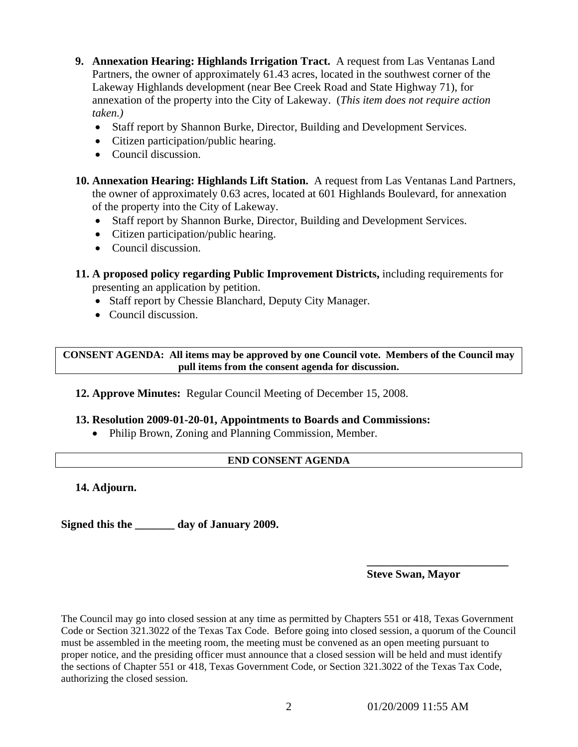9. **Annexation Hearing: Highlands Irrigation Tract.** A request from Las Ventanas Land Partners, the owner of approximately 61.43 acres, located in the southwest corner of the Lakeway Highlands development (near Bee Creek Road and State Highway 71), for annexation of the property into the City of Lakeway. (*This item does not require action taken.)*
   - Staff report by Shannon Burke, Director, Building and Development Services.
   - Citizen participation/public hearing.
   - Council discussion.

10. **Annexation Hearing: Highlands Lift Station.** A request from Las Ventanas Land Partners, the owner of approximately 0.63 acres, located at 601 Highlands Boulevard, for annexation of the property into the City of Lakeway.
    - Staff report by Shannon Burke, Director, Building and Development Services.
    - Citizen participation/public hearing.
    - Council discussion.

11. **A proposed policy regarding Public Improvement Districts,** including requirements for presenting an application by petition.
    - Staff report by Chessie Blanchard, Deputy City Manager.
    - Council discussion.

**CONSENT AGENDA: All items may be approved by one Council vote. Members of the Council may pull items from the consent agenda for discussion.**

12. **Approve Minutes:** Regular Council Meeting of December 15, 2008.

13. **Resolution 2009-01-20-01, Appointments to Boards and Commissions:**
    - Philip Brown, Zoning and Planning Commission, Member.

**END CONSENT AGENDA**

14. **Adjourn.**

**Signed this the _______ day of January 2009.**

**_________________________**
**Steve Swan, Mayor**

The Council may go into closed session at any time as permitted by Chapters 551 or 418, Texas Government Code or Section 321.3022 of the Texas Tax Code. Before going into closed session, a quorum of the Council must be assembled in the meeting room, the meeting must be convened as an open meeting pursuant to proper notice, and the presiding officer must announce that a closed session will be held and must identify the sections of Chapter 551 or 418, Texas Government Code, or Section 321.3022 of the Texas Tax Code, authorizing the closed session.

01/20/2009 11:55 AM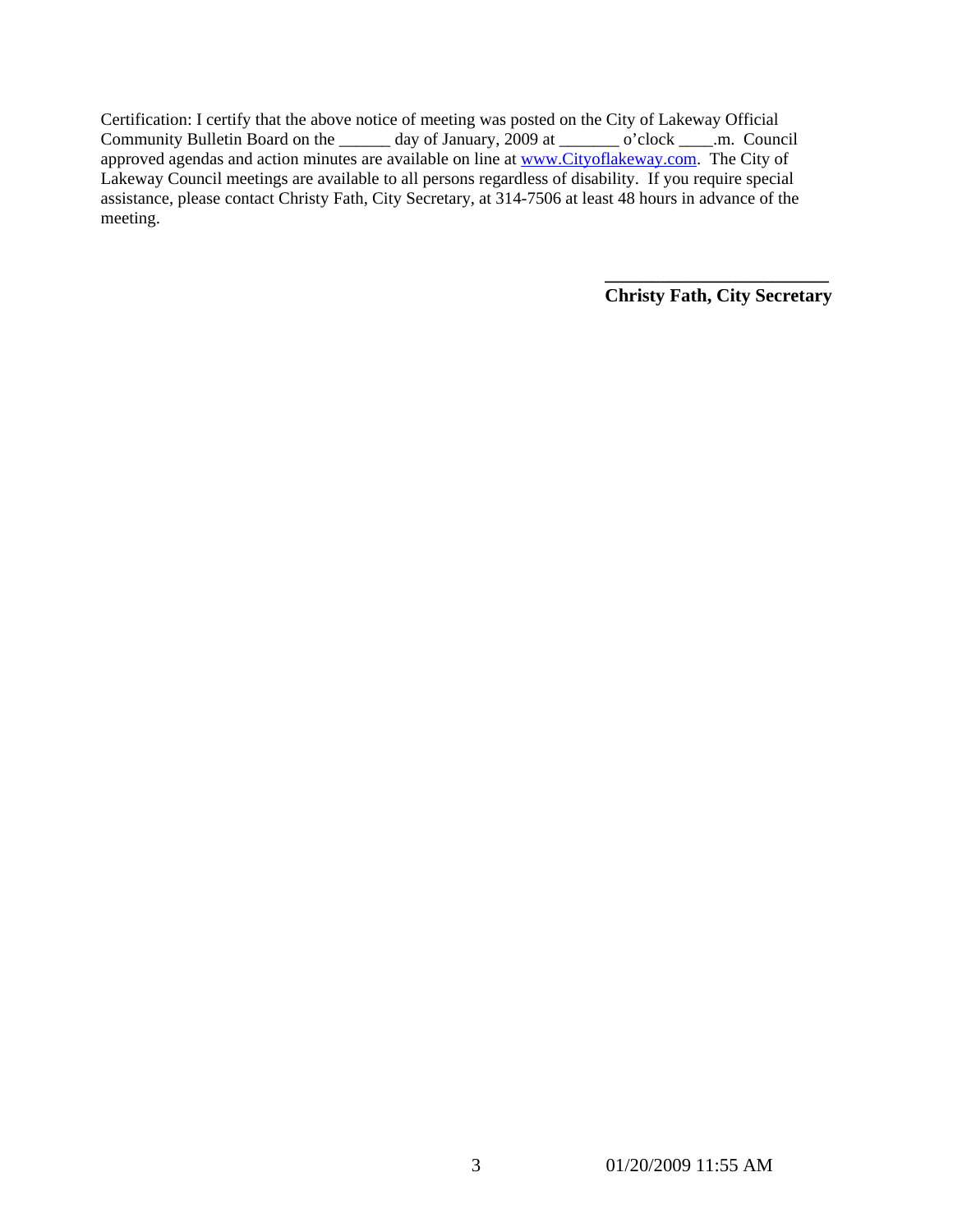Certification: I certify that the above notice of meeting was posted on the City of Lakeway Official Community Bulletin Board on the ______ day of January, 2009 at _______ o'clock ____.m. Council approved agendas and action minutes are available on line at [www.Cityoflakeway.com](http://www.Cityoflakeway.com). The City of Lakeway Council meetings are available to all persons regardless of disability. If you require special assistance, please contact Christy Fath, City Secretary, at 314-7506 at least 48 hours in advance of the meeting.

_________________________

**Christy Fath, City Secretary**

01/20/2009 11:55 AM